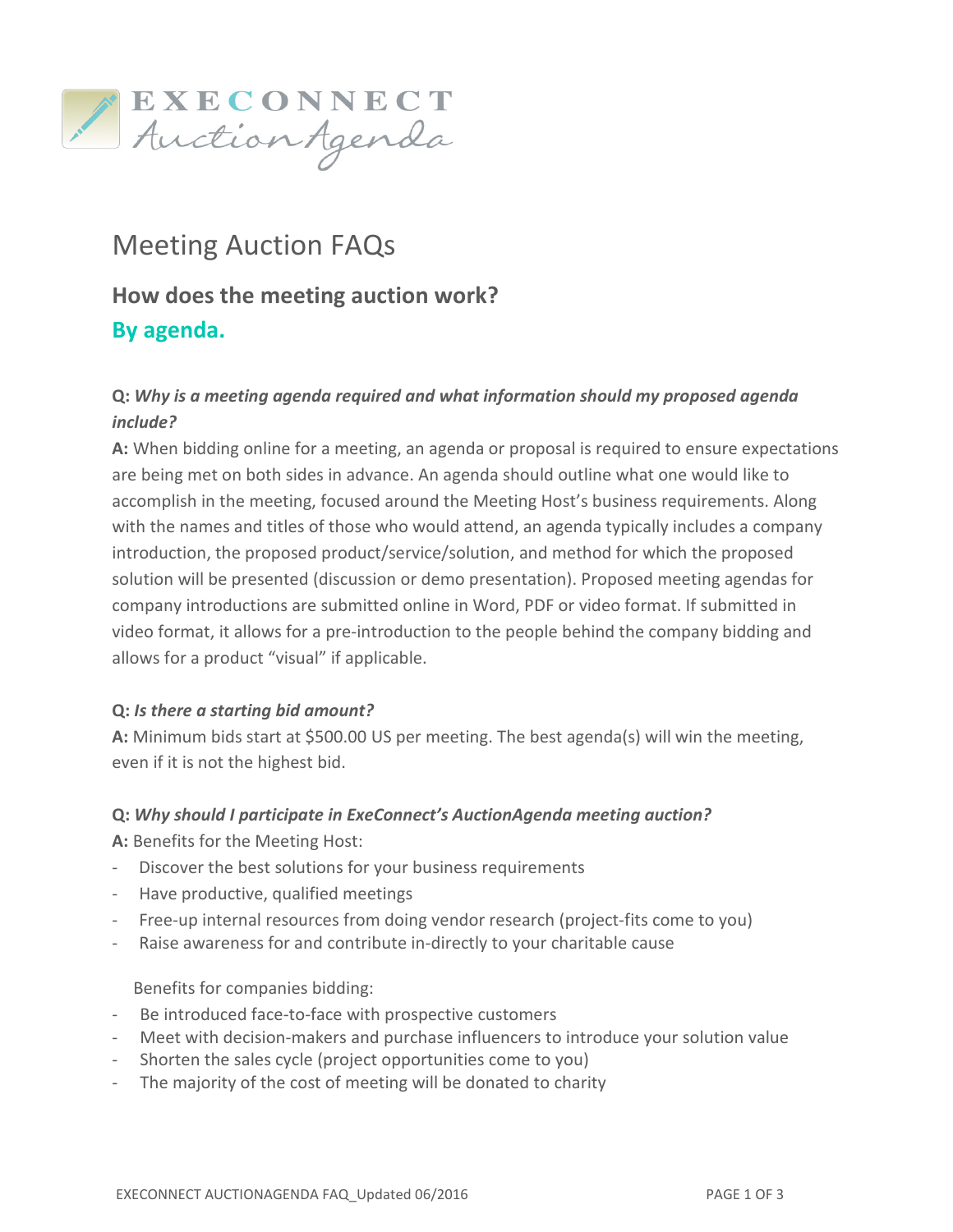EXECONNECT
AuctionAgenda

# Meeting Auction FAQs

## How does the meeting auction work?

## By agenda.

**Q:** ***Why is a meeting agenda required and what information should my proposed agenda include?***

**A:** When bidding online for a meeting, an agenda or proposal is required to ensure expectations are being met on both sides in advance. An agenda should outline what one would like to accomplish in the meeting, focused around the Meeting Host's business requirements. Along with the names and titles of those who would attend, an agenda typically includes a company introduction, the proposed product/service/solution, and method for which the proposed solution will be presented (discussion or demo presentation). Proposed meeting agendas for company introductions are submitted online in Word, PDF or video format. If submitted in video format, it allows for a pre-introduction to the people behind the company bidding and allows for a product "visual" if applicable.

**Q:** ***Is there a starting bid amount?***

**A:** Minimum bids start at $500.00 US per meeting. The best agenda(s) will win the meeting, even if it is not the highest bid.

**Q:** ***Why should I participate in ExeConnect's AuctionAgenda meeting auction?***

**A:** Benefits for the Meeting Host:

- Discover the best solutions for your business requirements
- Have productive, qualified meetings
- Free-up internal resources from doing vendor research (project-fits come to you)
- Raise awareness for and contribute in-directly to your charitable cause

Benefits for companies bidding:

- Be introduced face-to-face with prospective customers
- Meet with decision-makers and purchase influencers to introduce your solution value
- Shorten the sales cycle (project opportunities come to you)
- The majority of the cost of meeting will be donated to charity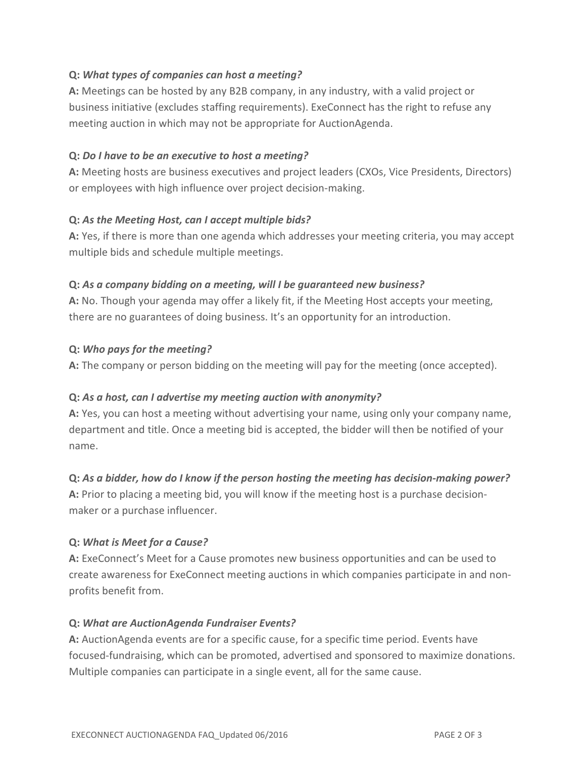**Q:** ***What types of companies can host a meeting?***
**A:** Meetings can be hosted by any B2B company, in any industry, with a valid project or business initiative (excludes staffing requirements). ExeConnect has the right to refuse any meeting auction in which may not be appropriate for AuctionAgenda.

**Q:** ***Do I have to be an executive to host a meeting?***
**A:** Meeting hosts are business executives and project leaders (CXOs, Vice Presidents, Directors) or employees with high influence over project decision-making.

**Q:** ***As the Meeting Host, can I accept multiple bids?***
**A:** Yes, if there is more than one agenda which addresses your meeting criteria, you may accept multiple bids and schedule multiple meetings.

**Q:** ***As a company bidding on a meeting, will I be guaranteed new business?***
**A:** No. Though your agenda may offer a likely fit, if the Meeting Host accepts your meeting, there are no guarantees of doing business. It's an opportunity for an introduction.

**Q:** ***Who pays for the meeting?***
**A:** The company or person bidding on the meeting will pay for the meeting (once accepted).

**Q:** ***As a host, can I advertise my meeting auction with anonymity?***
**A:** Yes, you can host a meeting without advertising your name, using only your company name, department and title. Once a meeting bid is accepted, the bidder will then be notified of your name.

**Q:** ***As a bidder, how do I know if the person hosting the meeting has decision-making power?***
**A:** Prior to placing a meeting bid, you will know if the meeting host is a purchase decision-maker or a purchase influencer.

**Q:** ***What is Meet for a Cause?***
**A:** ExeConnect's Meet for a Cause promotes new business opportunities and can be used to create awareness for ExeConnect meeting auctions in which companies participate in and non-profits benefit from.

**Q:** ***What are AuctionAgenda Fundraiser Events?***
**A:** AuctionAgenda events are for a specific cause, for a specific time period. Events have focused-fundraising, which can be promoted, advertised and sponsored to maximize donations. Multiple companies can participate in a single event, all for the same cause.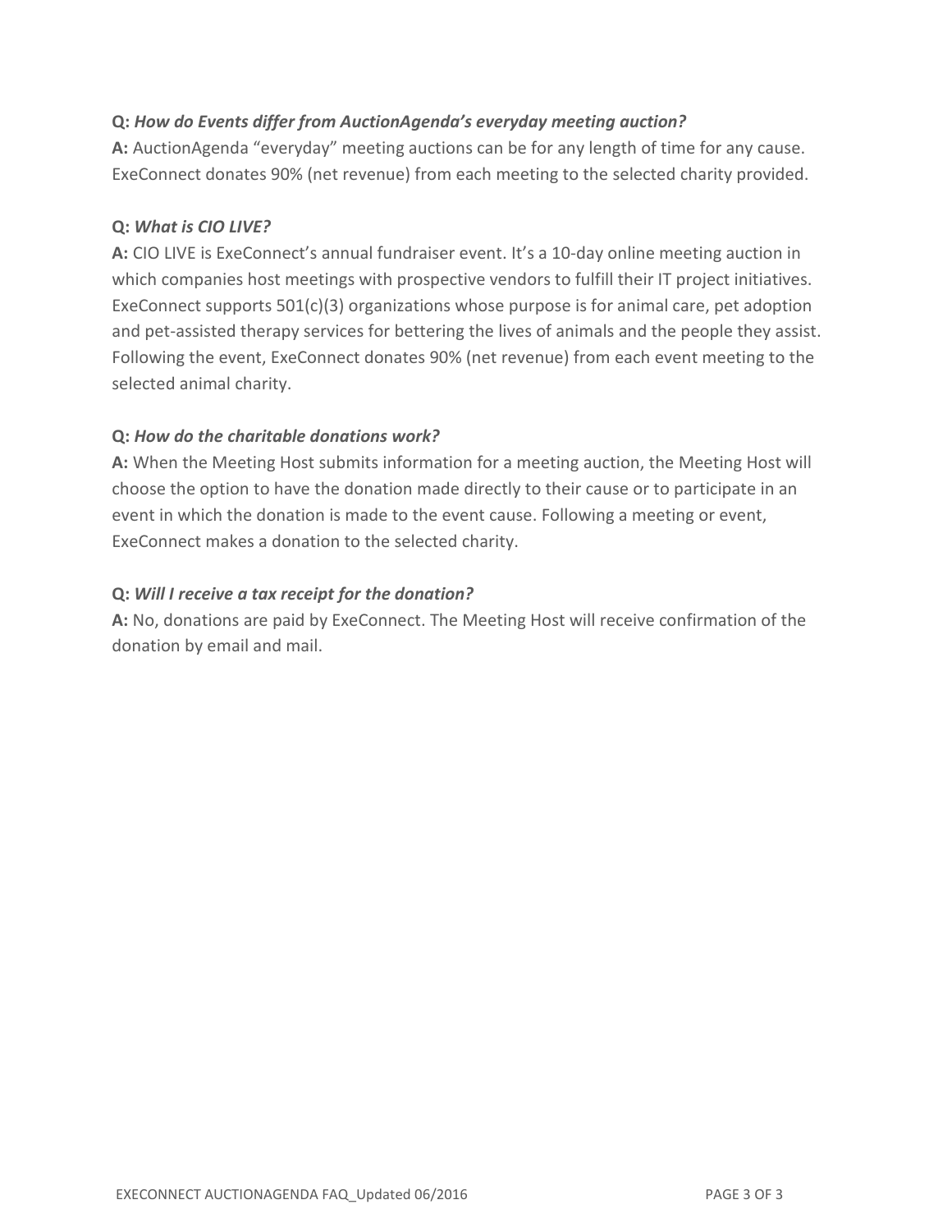**Q:** ***How do Events differ from AuctionAgenda's everyday meeting auction?***
**A:** AuctionAgenda "everyday" meeting auctions can be for any length of time for any cause. ExeConnect donates 90% (net revenue) from each meeting to the selected charity provided.

**Q:** ***What is CIO LIVE?***
**A:** CIO LIVE is ExeConnect's annual fundraiser event. It's a 10-day online meeting auction in which companies host meetings with prospective vendors to fulfill their IT project initiatives. ExeConnect supports 501(c)(3) organizations whose purpose is for animal care, pet adoption and pet-assisted therapy services for bettering the lives of animals and the people they assist. Following the event, ExeConnect donates 90% (net revenue) from each event meeting to the selected animal charity.

**Q:** ***How do the charitable donations work?***
**A:** When the Meeting Host submits information for a meeting auction, the Meeting Host will choose the option to have the donation made directly to their cause or to participate in an event in which the donation is made to the event cause. Following a meeting or event, ExeConnect makes a donation to the selected charity.

**Q:** ***Will I receive a tax receipt for the donation?***
**A:** No, donations are paid by ExeConnect. The Meeting Host will receive confirmation of the donation by email and mail.